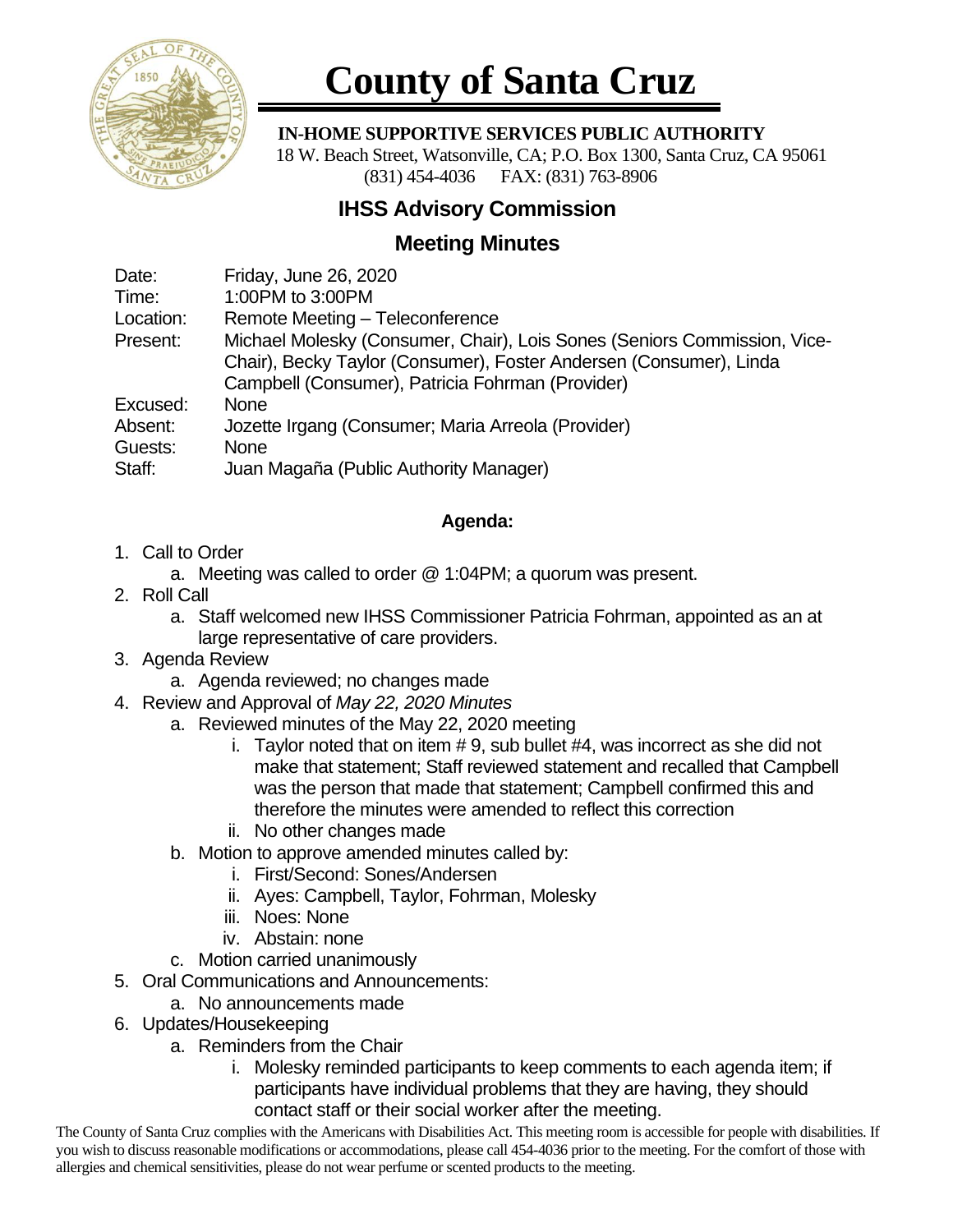# County of Santa Cruz

**IN-HOME SUPPORTIVE SERVICES PUBLIC AUTHORITY**

18 W. Beach Street, Watsonville, CA; P.O. Box 1300, Santa Cruz, CA 95061
(831) 454-4036 FAX: (831) 763-8906

## IHSS Advisory Commission

## Meeting Minutes

Date: Friday, June 26, 2020
Time: 1:00PM to 3:00PM
Location: Remote Meeting – Teleconference
Present: Michael Molesky (Consumer, Chair), Lois Sones (Seniors Commission, Vice-Chair), Becky Taylor (Consumer), Foster Andersen (Consumer), Linda Campbell (Consumer), Patricia Fohrman (Provider)
Excused: None
Absent: Jozette Irgang (Consumer; Maria Arreola (Provider)
Guests: None
Staff: Juan Magaña (Public Authority Manager)

**Agenda:**

1. Call to Order
   a. Meeting was called to order @ 1:04PM; a quorum was present.
2. Roll Call
   a. Staff welcomed new IHSS Commissioner Patricia Fohrman, appointed as an at large representative of care providers.
3. Agenda Review
   a. Agenda reviewed; no changes made
4. Review and Approval of *May 22, 2020 Minutes*
   a. Reviewed minutes of the May 22, 2020 meeting
      i. Taylor noted that on item # 9, sub bullet #4, was incorrect as she did not make that statement; Staff reviewed statement and recalled that Campbell was the person that made that statement; Campbell confirmed this and therefore the minutes were amended to reflect this correction
      ii. No other changes made
   b. Motion to approve amended minutes called by:
      i. First/Second: Sones/Andersen
      ii. Ayes: Campbell, Taylor, Fohrman, Molesky
      iii. Noes: None
      iv. Abstain: none
   c. Motion carried unanimously
5. Oral Communications and Announcements:
   a. No announcements made
6. Updates/Housekeeping
   a. Reminders from the Chair
      i. Molesky reminded participants to keep comments to each agenda item; if participants have individual problems that they are having, they should contact staff or their social worker after the meeting.

The County of Santa Cruz complies with the Americans with Disabilities Act. This meeting room is accessible for people with disabilities. If you wish to discuss reasonable modifications or accommodations, please call 454-4036 prior to the meeting. For the comfort of those with allergies and chemical sensitivities, please do not wear perfume or scented products to the meeting.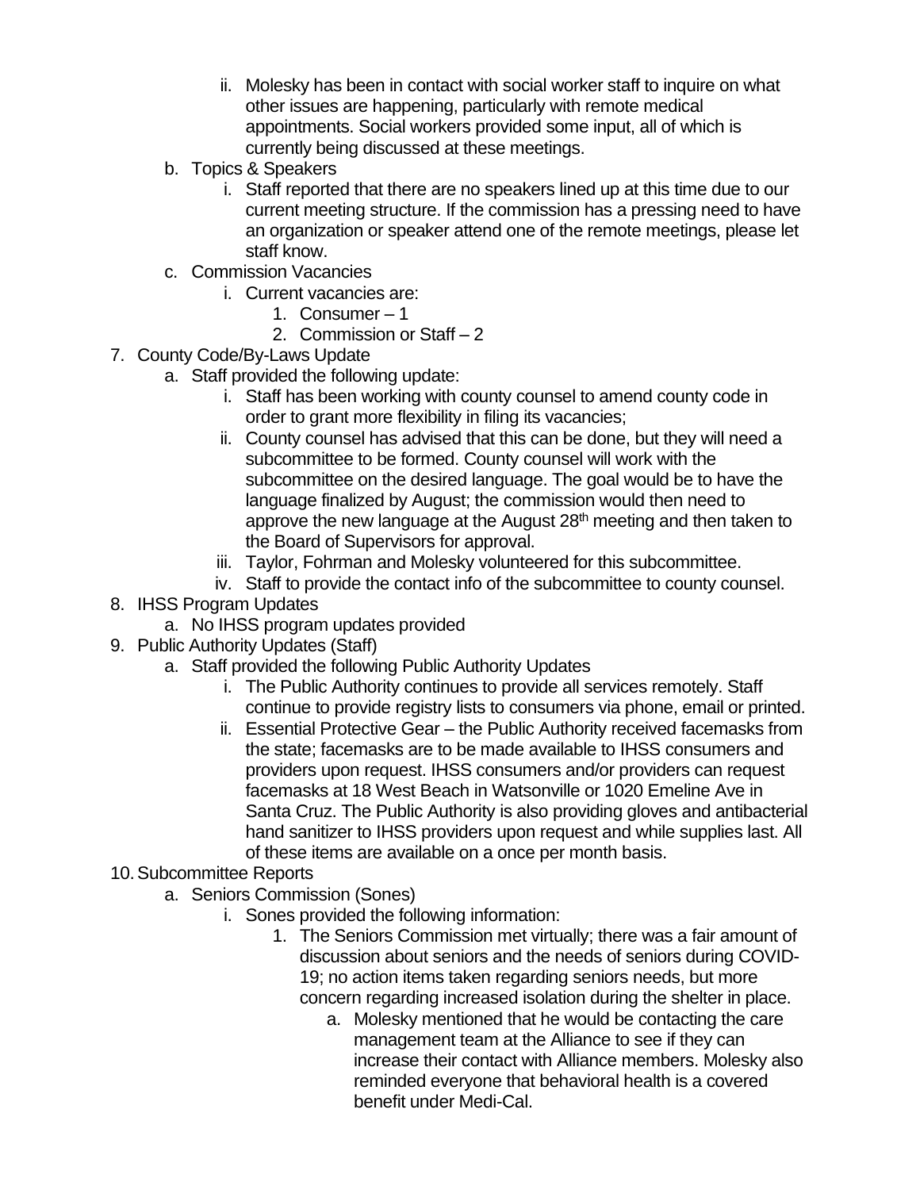- ii. Molesky has been in contact with social worker staff to inquire on what other issues are happening, particularly with remote medical appointments. Social workers provided some input, all of which is currently being discussed at these meetings.
- b. Topics & Speakers
   - i. Staff reported that there are no speakers lined up at this time due to our current meeting structure. If the commission has a pressing need to have an organization or speaker attend one of the remote meetings, please let staff know.
- c. Commission Vacancies
   - i. Current vacancies are:
      1. Consumer – 1
      2. Commission or Staff – 2

7. County Code/By-Laws Update
   - a. Staff provided the following update:
      - i. Staff has been working with county counsel to amend county code in order to grant more flexibility in filing its vacancies;
      - ii. County counsel has advised that this can be done, but they will need a subcommittee to be formed. County counsel will work with the subcommittee on the desired language. The goal would be to have the language finalized by August; the commission would then need to approve the new language at the August 28th meeting and then taken to the Board of Supervisors for approval.
      - iii. Taylor, Fohrman and Molesky volunteered for this subcommittee.
      - iv. Staff to provide the contact info of the subcommittee to county counsel.
8. IHSS Program Updates
   - a. No IHSS program updates provided
9. Public Authority Updates (Staff)
   - a. Staff provided the following Public Authority Updates
      - i. The Public Authority continues to provide all services remotely. Staff continue to provide registry lists to consumers via phone, email or printed.
      - ii. Essential Protective Gear – the Public Authority received facemasks from the state; facemasks are to be made available to IHSS consumers and providers upon request. IHSS consumers and/or providers can request facemasks at 18 West Beach in Watsonville or 1020 Emeline Ave in Santa Cruz. The Public Authority is also providing gloves and antibacterial hand sanitizer to IHSS providers upon request and while supplies last. All of these items are available on a once per month basis.
10. Subcommittee Reports
    - a. Seniors Commission (Sones)
       - i. Sones provided the following information:
          1. The Seniors Commission met virtually; there was a fair amount of discussion about seniors and the needs of seniors during COVID-19; no action items taken regarding seniors needs, but more concern regarding increased isolation during the shelter in place.
             - a. Molesky mentioned that he would be contacting the care management team at the Alliance to see if they can increase their contact with Alliance members. Molesky also reminded everyone that behavioral health is a covered benefit under Medi-Cal.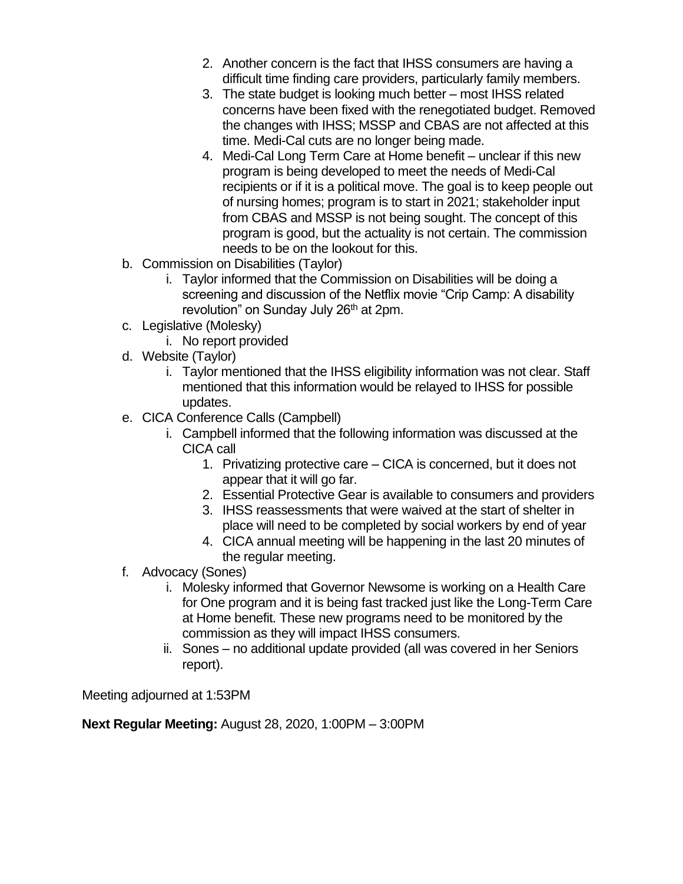2. Another concern is the fact that IHSS consumers are having a difficult time finding care providers, particularly family members.
   3. The state budget is looking much better – most IHSS related concerns have been fixed with the renegotiated budget. Removed the changes with IHSS; MSSP and CBAS are not affected at this time. Medi-Cal cuts are no longer being made.
   4. Medi-Cal Long Term Care at Home benefit – unclear if this new program is being developed to meet the needs of Medi-Cal recipients or if it is a political move. The goal is to keep people out of nursing homes; program is to start in 2021; stakeholder input from CBAS and MSSP is not being sought. The concept of this program is good, but the actuality is not certain. The commission needs to be on the lookout for this.

b. Commission on Disabilities (Taylor)
   i. Taylor informed that the Commission on Disabilities will be doing a screening and discussion of the Netflix movie "Crip Camp: A disability revolution" on Sunday July 26th at 2pm.

c. Legislative (Molesky)
   i. No report provided

d. Website (Taylor)
   i. Taylor mentioned that the IHSS eligibility information was not clear. Staff mentioned that this information would be relayed to IHSS for possible updates.

e. CICA Conference Calls (Campbell)
   i. Campbell informed that the following information was discussed at the CICA call
      1. Privatizing protective care – CICA is concerned, but it does not appear that it will go far.
      2. Essential Protective Gear is available to consumers and providers
      3. IHSS reassessments that were waived at the start of shelter in place will need to be completed by social workers by end of year
      4. CICA annual meeting will be happening in the last 20 minutes of the regular meeting.

f. Advocacy (Sones)
   i. Molesky informed that Governor Newsome is working on a Health Care for One program and it is being fast tracked just like the Long-Term Care at Home benefit. These new programs need to be monitored by the commission as they will impact IHSS consumers.
   ii. Sones – no additional update provided (all was covered in her Seniors report).

Meeting adjourned at 1:53PM

**Next Regular Meeting:** August 28, 2020, 1:00PM – 3:00PM